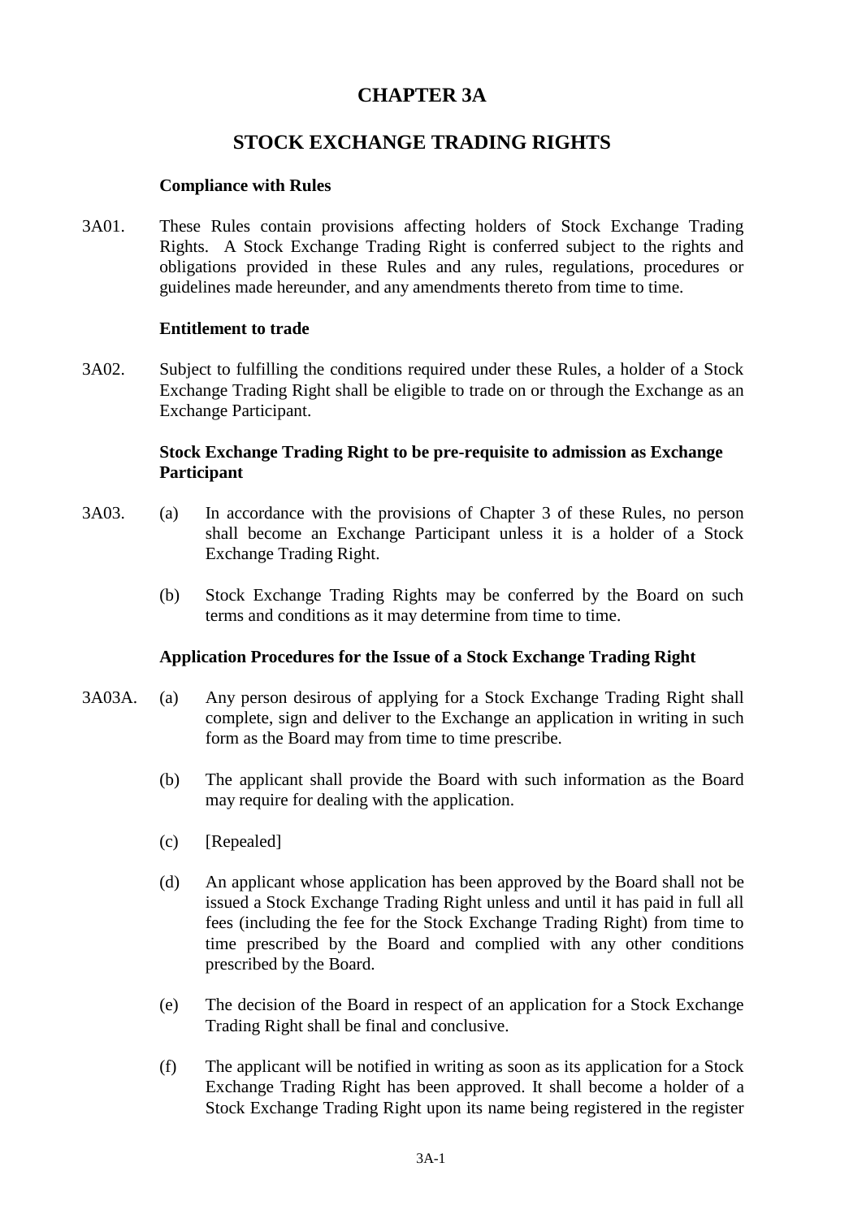# CHAPTER 3A

## STOCK EXCHANGE TRADING RIGHTS

**Compliance with Rules**

3A01. These Rules contain provisions affecting holders of Stock Exchange Trading Rights. A Stock Exchange Trading Right is conferred subject to the rights and obligations provided in these Rules and any rules, regulations, procedures or guidelines made hereunder, and any amendments thereto from time to time.

**Entitlement to trade**

3A02. Subject to fulfilling the conditions required under these Rules, a holder of a Stock Exchange Trading Right shall be eligible to trade on or through the Exchange as an Exchange Participant.

**Stock Exchange Trading Right to be pre-requisite to admission as Exchange Participant**

3A03. (a) In accordance with the provisions of Chapter 3 of these Rules, no person shall become an Exchange Participant unless it is a holder of a Stock Exchange Trading Right.

(b) Stock Exchange Trading Rights may be conferred by the Board on such terms and conditions as it may determine from time to time.

**Application Procedures for the Issue of a Stock Exchange Trading Right**

3A03A. (a) Any person desirous of applying for a Stock Exchange Trading Right shall complete, sign and deliver to the Exchange an application in writing in such form as the Board may from time to time prescribe.

(b) The applicant shall provide the Board with such information as the Board may require for dealing with the application.

(c) [Repealed]

(d) An applicant whose application has been approved by the Board shall not be issued a Stock Exchange Trading Right unless and until it has paid in full all fees (including the fee for the Stock Exchange Trading Right) from time to time prescribed by the Board and complied with any other conditions prescribed by the Board.

(e) The decision of the Board in respect of an application for a Stock Exchange Trading Right shall be final and conclusive.

(f) The applicant will be notified in writing as soon as its application for a Stock Exchange Trading Right has been approved. It shall become a holder of a Stock Exchange Trading Right upon its name being registered in the register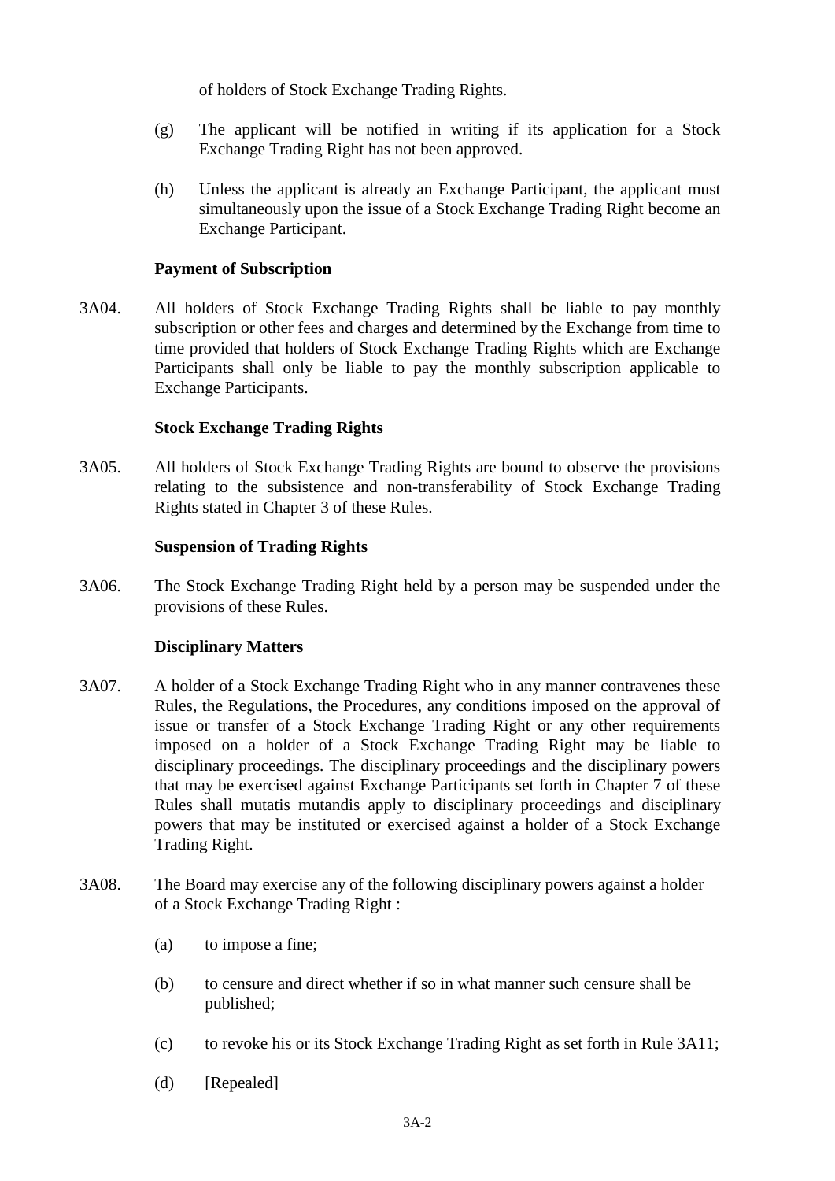of holders of Stock Exchange Trading Rights.

(g) The applicant will be notified in writing if its application for a Stock Exchange Trading Right has not been approved.

(h) Unless the applicant is already an Exchange Participant, the applicant must simultaneously upon the issue of a Stock Exchange Trading Right become an Exchange Participant.

**Payment of Subscription**

3A04. All holders of Stock Exchange Trading Rights shall be liable to pay monthly subscription or other fees and charges and determined by the Exchange from time to time provided that holders of Stock Exchange Trading Rights which are Exchange Participants shall only be liable to pay the monthly subscription applicable to Exchange Participants.

**Stock Exchange Trading Rights**

3A05. All holders of Stock Exchange Trading Rights are bound to observe the provisions relating to the subsistence and non-transferability of Stock Exchange Trading Rights stated in Chapter 3 of these Rules.

**Suspension of Trading Rights**

3A06. The Stock Exchange Trading Right held by a person may be suspended under the provisions of these Rules.

**Disciplinary Matters**

3A07. A holder of a Stock Exchange Trading Right who in any manner contravenes these Rules, the Regulations, the Procedures, any conditions imposed on the approval of issue or transfer of a Stock Exchange Trading Right or any other requirements imposed on a holder of a Stock Exchange Trading Right may be liable to disciplinary proceedings. The disciplinary proceedings and the disciplinary powers that may be exercised against Exchange Participants set forth in Chapter 7 of these Rules shall mutatis mutandis apply to disciplinary proceedings and disciplinary powers that may be instituted or exercised against a holder of a Stock Exchange Trading Right.

3A08. The Board may exercise any of the following disciplinary powers against a holder of a Stock Exchange Trading Right :

(a) to impose a fine;

(b) to censure and direct whether if so in what manner such censure shall be published;

(c) to revoke his or its Stock Exchange Trading Right as set forth in Rule 3A11;

(d) [Repealed]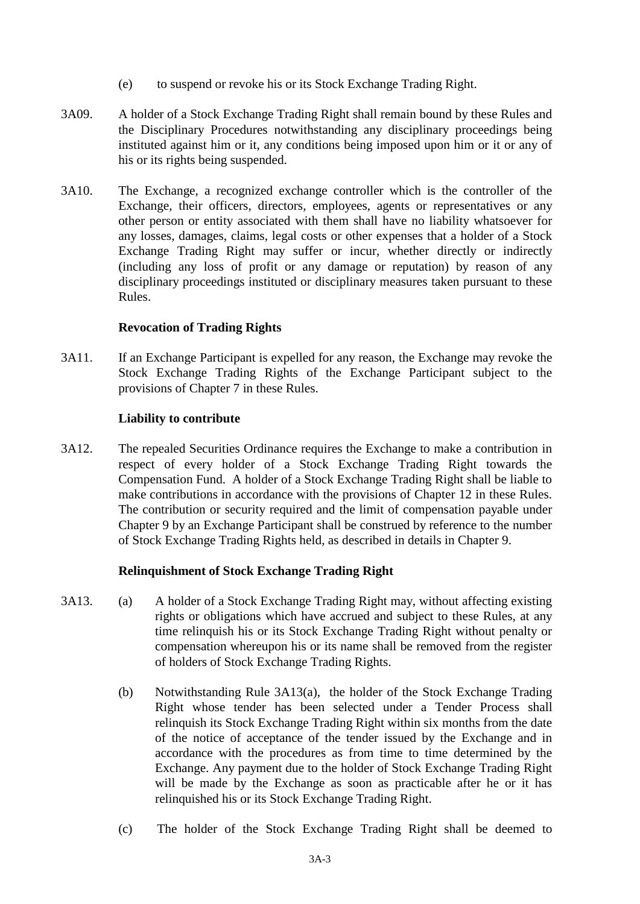(e) to suspend or revoke his or its Stock Exchange Trading Right.

3A09. A holder of a Stock Exchange Trading Right shall remain bound by these Rules and the Disciplinary Procedures notwithstanding any disciplinary proceedings being instituted against him or it, any conditions being imposed upon him or it or any of his or its rights being suspended.

3A10. The Exchange, a recognized exchange controller which is the controller of the Exchange, their officers, directors, employees, agents or representatives or any other person or entity associated with them shall have no liability whatsoever for any losses, damages, claims, legal costs or other expenses that a holder of a Stock Exchange Trading Right may suffer or incur, whether directly or indirectly (including any loss of profit or any damage or reputation) by reason of any disciplinary proceedings instituted or disciplinary measures taken pursuant to these Rules.

**Revocation of Trading Rights**

3A11. If an Exchange Participant is expelled for any reason, the Exchange may revoke the Stock Exchange Trading Rights of the Exchange Participant subject to the provisions of Chapter 7 in these Rules.

**Liability to contribute**

3A12. The repealed Securities Ordinance requires the Exchange to make a contribution in respect of every holder of a Stock Exchange Trading Right towards the Compensation Fund. A holder of a Stock Exchange Trading Right shall be liable to make contributions in accordance with the provisions of Chapter 12 in these Rules. The contribution or security required and the limit of compensation payable under Chapter 9 by an Exchange Participant shall be construed by reference to the number of Stock Exchange Trading Rights held, as described in details in Chapter 9.

**Relinquishment of Stock Exchange Trading Right**

3A13. (a) A holder of a Stock Exchange Trading Right may, without affecting existing rights or obligations which have accrued and subject to these Rules, at any time relinquish his or its Stock Exchange Trading Right without penalty or compensation whereupon his or its name shall be removed from the register of holders of Stock Exchange Trading Rights.

(b) Notwithstanding Rule 3A13(a), the holder of the Stock Exchange Trading Right whose tender has been selected under a Tender Process shall relinquish its Stock Exchange Trading Right within six months from the date of the notice of acceptance of the tender issued by the Exchange and in accordance with the procedures as from time to time determined by the Exchange. Any payment due to the holder of Stock Exchange Trading Right will be made by the Exchange as soon as practicable after he or it has relinquished his or its Stock Exchange Trading Right.

(c) The holder of the Stock Exchange Trading Right shall be deemed to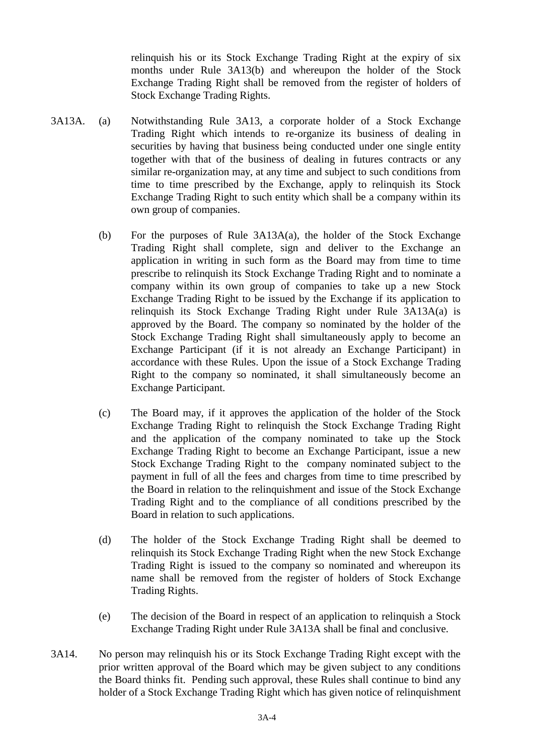relinquish his or its Stock Exchange Trading Right at the expiry of six months under Rule 3A13(b) and whereupon the holder of the Stock Exchange Trading Right shall be removed from the register of holders of Stock Exchange Trading Rights.

3A13A. (a) Notwithstanding Rule 3A13, a corporate holder of a Stock Exchange Trading Right which intends to re-organize its business of dealing in securities by having that business being conducted under one single entity together with that of the business of dealing in futures contracts or any similar re-organization may, at any time and subject to such conditions from time to time prescribed by the Exchange, apply to relinquish its Stock Exchange Trading Right to such entity which shall be a company within its own group of companies.

(b) For the purposes of Rule 3A13A(a), the holder of the Stock Exchange Trading Right shall complete, sign and deliver to the Exchange an application in writing in such form as the Board may from time to time prescribe to relinquish its Stock Exchange Trading Right and to nominate a company within its own group of companies to take up a new Stock Exchange Trading Right to be issued by the Exchange if its application to relinquish its Stock Exchange Trading Right under Rule 3A13A(a) is approved by the Board. The company so nominated by the holder of the Stock Exchange Trading Right shall simultaneously apply to become an Exchange Participant (if it is not already an Exchange Participant) in accordance with these Rules. Upon the issue of a Stock Exchange Trading Right to the company so nominated, it shall simultaneously become an Exchange Participant.

(c) The Board may, if it approves the application of the holder of the Stock Exchange Trading Right to relinquish the Stock Exchange Trading Right and the application of the company nominated to take up the Stock Exchange Trading Right to become an Exchange Participant, issue a new Stock Exchange Trading Right to the company nominated subject to the payment in full of all the fees and charges from time to time prescribed by the Board in relation to the relinquishment and issue of the Stock Exchange Trading Right and to the compliance of all conditions prescribed by the Board in relation to such applications.

(d) The holder of the Stock Exchange Trading Right shall be deemed to relinquish its Stock Exchange Trading Right when the new Stock Exchange Trading Right is issued to the company so nominated and whereupon its name shall be removed from the register of holders of Stock Exchange Trading Rights.

(e) The decision of the Board in respect of an application to relinquish a Stock Exchange Trading Right under Rule 3A13A shall be final and conclusive.

3A14. No person may relinquish his or its Stock Exchange Trading Right except with the prior written approval of the Board which may be given subject to any conditions the Board thinks fit. Pending such approval, these Rules shall continue to bind any holder of a Stock Exchange Trading Right which has given notice of relinquishment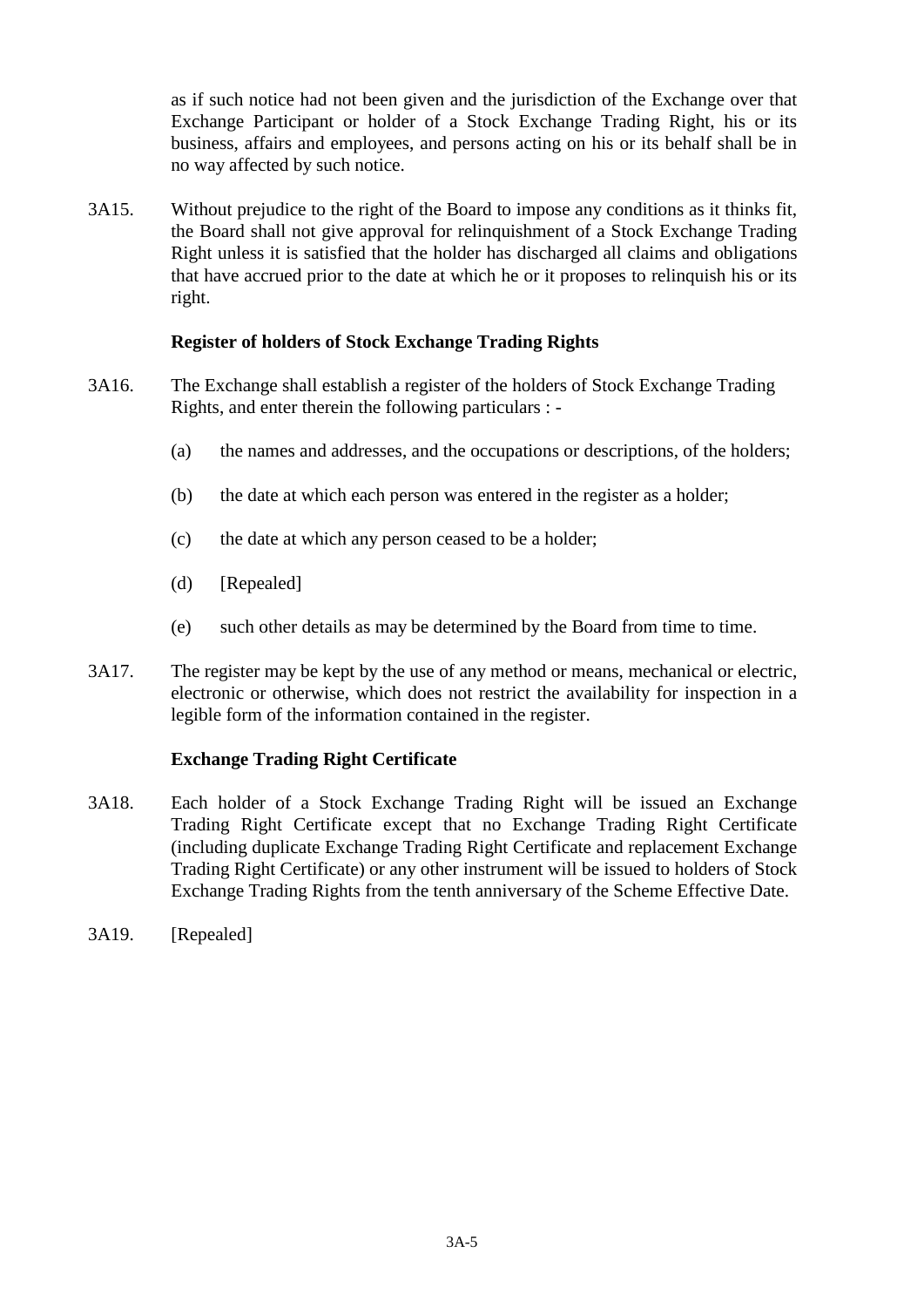as if such notice had not been given and the jurisdiction of the Exchange over that Exchange Participant or holder of a Stock Exchange Trading Right, his or its business, affairs and employees, and persons acting on his or its behalf shall be in no way affected by such notice.

3A15. Without prejudice to the right of the Board to impose any conditions as it thinks fit, the Board shall not give approval for relinquishment of a Stock Exchange Trading Right unless it is satisfied that the holder has discharged all claims and obligations that have accrued prior to the date at which he or it proposes to relinquish his or its right.

**Register of holders of Stock Exchange Trading Rights**

3A16. The Exchange shall establish a register of the holders of Stock Exchange Trading Rights, and enter therein the following particulars : -

(a) the names and addresses, and the occupations or descriptions, of the holders;

(b) the date at which each person was entered in the register as a holder;

(c) the date at which any person ceased to be a holder;

(d) [Repealed]

(e) such other details as may be determined by the Board from time to time.

3A17. The register may be kept by the use of any method or means, mechanical or electric, electronic or otherwise, which does not restrict the availability for inspection in a legible form of the information contained in the register.

**Exchange Trading Right Certificate**

3A18. Each holder of a Stock Exchange Trading Right will be issued an Exchange Trading Right Certificate except that no Exchange Trading Right Certificate (including duplicate Exchange Trading Right Certificate and replacement Exchange Trading Right Certificate) or any other instrument will be issued to holders of Stock Exchange Trading Rights from the tenth anniversary of the Scheme Effective Date.

3A19. [Repealed]